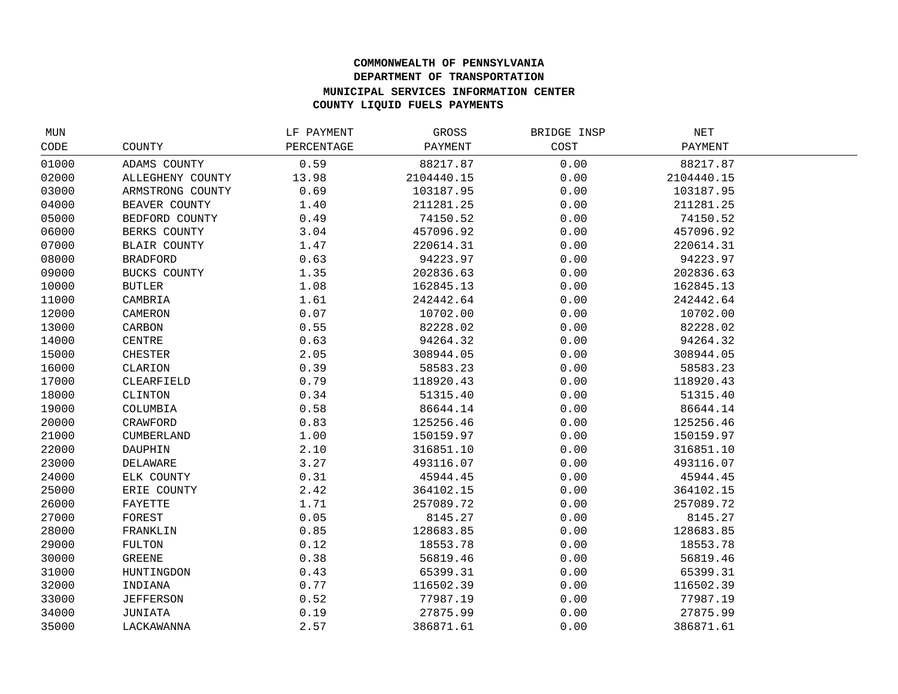**COMMONWEALTH OF PENNSYLVANIA**
**DEPARTMENT OF TRANSPORTATION**
**MUNICIPAL SERVICES INFORMATION CENTER**
**COUNTY LIQUID FUELS PAYMENTS**

| MUN CODE | COUNTY | LF PAYMENT PERCENTAGE | GROSS PAYMENT | BRIDGE INSP COST | NET PAYMENT |
|---|---|---|---|---|---|
| 01000 | ADAMS COUNTY | 0.59 | 88217.87 | 0.00 | 88217.87 |
| 02000 | ALLEGHENY COUNTY | 13.98 | 2104440.15 | 0.00 | 2104440.15 |
| 03000 | ARMSTRONG COUNTY | 0.69 | 103187.95 | 0.00 | 103187.95 |
| 04000 | BEAVER COUNTY | 1.40 | 211281.25 | 0.00 | 211281.25 |
| 05000 | BEDFORD COUNTY | 0.49 | 74150.52 | 0.00 | 74150.52 |
| 06000 | BERKS COUNTY | 3.04 | 457096.92 | 0.00 | 457096.92 |
| 07000 | BLAIR COUNTY | 1.47 | 220614.31 | 0.00 | 220614.31 |
| 08000 | BRADFORD | 0.63 | 94223.97 | 0.00 | 94223.97 |
| 09000 | BUCKS COUNTY | 1.35 | 202836.63 | 0.00 | 202836.63 |
| 10000 | BUTLER | 1.08 | 162845.13 | 0.00 | 162845.13 |
| 11000 | CAMBRIA | 1.61 | 242442.64 | 0.00 | 242442.64 |
| 12000 | CAMERON | 0.07 | 10702.00 | 0.00 | 10702.00 |
| 13000 | CARBON | 0.55 | 82228.02 | 0.00 | 82228.02 |
| 14000 | CENTRE | 0.63 | 94264.32 | 0.00 | 94264.32 |
| 15000 | CHESTER | 2.05 | 308944.05 | 0.00 | 308944.05 |
| 16000 | CLARION | 0.39 | 58583.23 | 0.00 | 58583.23 |
| 17000 | CLEARFIELD | 0.79 | 118920.43 | 0.00 | 118920.43 |
| 18000 | CLINTON | 0.34 | 51315.40 | 0.00 | 51315.40 |
| 19000 | COLUMBIA | 0.58 | 86644.14 | 0.00 | 86644.14 |
| 20000 | CRAWFORD | 0.83 | 125256.46 | 0.00 | 125256.46 |
| 21000 | CUMBERLAND | 1.00 | 150159.97 | 0.00 | 150159.97 |
| 22000 | DAUPHIN | 2.10 | 316851.10 | 0.00 | 316851.10 |
| 23000 | DELAWARE | 3.27 | 493116.07 | 0.00 | 493116.07 |
| 24000 | ELK COUNTY | 0.31 | 45944.45 | 0.00 | 45944.45 |
| 25000 | ERIE COUNTY | 2.42 | 364102.15 | 0.00 | 364102.15 |
| 26000 | FAYETTE | 1.71 | 257089.72 | 0.00 | 257089.72 |
| 27000 | FOREST | 0.05 | 8145.27 | 0.00 | 8145.27 |
| 28000 | FRANKLIN | 0.85 | 128683.85 | 0.00 | 128683.85 |
| 29000 | FULTON | 0.12 | 18553.78 | 0.00 | 18553.78 |
| 30000 | GREENE | 0.38 | 56819.46 | 0.00 | 56819.46 |
| 31000 | HUNTINGDON | 0.43 | 65399.31 | 0.00 | 65399.31 |
| 32000 | INDIANA | 0.77 | 116502.39 | 0.00 | 116502.39 |
| 33000 | JEFFERSON | 0.52 | 77987.19 | 0.00 | 77987.19 |
| 34000 | JUNIATA | 0.19 | 27875.99 | 0.00 | 27875.99 |
| 35000 | LACKAWANNA | 2.57 | 386871.61 | 0.00 | 386871.61 |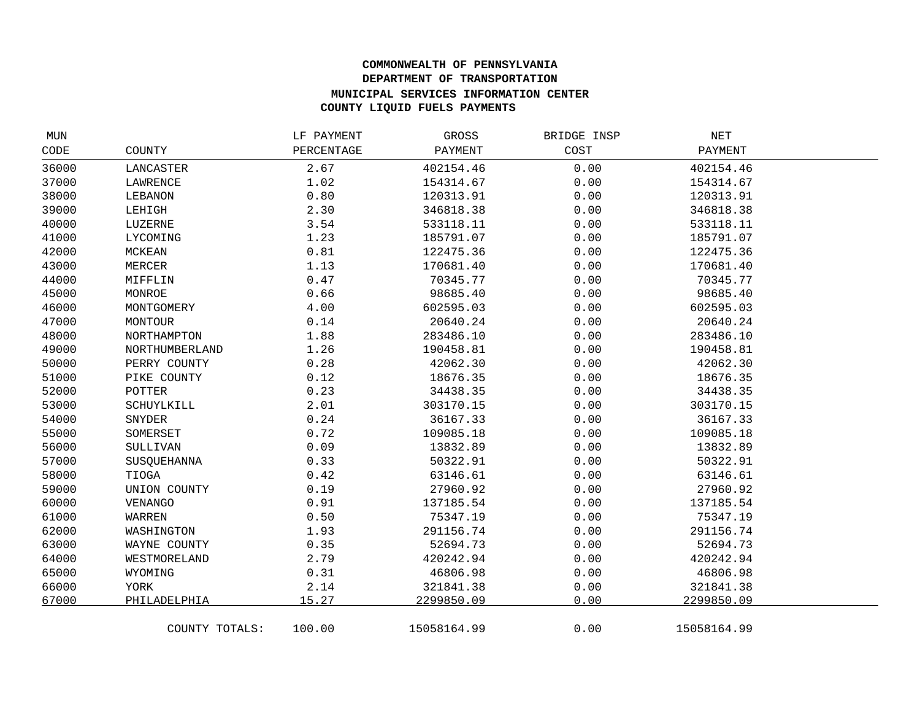**COMMONWEALTH OF PENNSYLVANIA**
**DEPARTMENT OF TRANSPORTATION**
**MUNICIPAL SERVICES INFORMATION CENTER**
**COUNTY LIQUID FUELS PAYMENTS**

| MUN CODE | COUNTY | LF PAYMENT PERCENTAGE | GROSS PAYMENT | BRIDGE INSP COST | NET PAYMENT |
|---|---|---|---|---|---|
| 36000 | LANCASTER | 2.67 | 402154.46 | 0.00 | 402154.46 |
| 37000 | LAWRENCE | 1.02 | 154314.67 | 0.00 | 154314.67 |
| 38000 | LEBANON | 0.80 | 120313.91 | 0.00 | 120313.91 |
| 39000 | LEHIGH | 2.30 | 346818.38 | 0.00 | 346818.38 |
| 40000 | LUZERNE | 3.54 | 533118.11 | 0.00 | 533118.11 |
| 41000 | LYCOMING | 1.23 | 185791.07 | 0.00 | 185791.07 |
| 42000 | MCKEAN | 0.81 | 122475.36 | 0.00 | 122475.36 |
| 43000 | MERCER | 1.13 | 170681.40 | 0.00 | 170681.40 |
| 44000 | MIFFLIN | 0.47 | 70345.77 | 0.00 | 70345.77 |
| 45000 | MONROE | 0.66 | 98685.40 | 0.00 | 98685.40 |
| 46000 | MONTGOMERY | 4.00 | 602595.03 | 0.00 | 602595.03 |
| 47000 | MONTOUR | 0.14 | 20640.24 | 0.00 | 20640.24 |
| 48000 | NORTHAMPTON | 1.88 | 283486.10 | 0.00 | 283486.10 |
| 49000 | NORTHUMBERLAND | 1.26 | 190458.81 | 0.00 | 190458.81 |
| 50000 | PERRY COUNTY | 0.28 | 42062.30 | 0.00 | 42062.30 |
| 51000 | PIKE COUNTY | 0.12 | 18676.35 | 0.00 | 18676.35 |
| 52000 | POTTER | 0.23 | 34438.35 | 0.00 | 34438.35 |
| 53000 | SCHUYLKILL | 2.01 | 303170.15 | 0.00 | 303170.15 |
| 54000 | SNYDER | 0.24 | 36167.33 | 0.00 | 36167.33 |
| 55000 | SOMERSET | 0.72 | 109085.18 | 0.00 | 109085.18 |
| 56000 | SULLIVAN | 0.09 | 13832.89 | 0.00 | 13832.89 |
| 57000 | SUSQUEHANNA | 0.33 | 50322.91 | 0.00 | 50322.91 |
| 58000 | TIOGA | 0.42 | 63146.61 | 0.00 | 63146.61 |
| 59000 | UNION COUNTY | 0.19 | 27960.92 | 0.00 | 27960.92 |
| 60000 | VENANGO | 0.91 | 137185.54 | 0.00 | 137185.54 |
| 61000 | WARREN | 0.50 | 75347.19 | 0.00 | 75347.19 |
| 62000 | WASHINGTON | 1.93 | 291156.74 | 0.00 | 291156.74 |
| 63000 | WAYNE COUNTY | 0.35 | 52694.73 | 0.00 | 52694.73 |
| 64000 | WESTMORELAND | 2.79 | 420242.94 | 0.00 | 420242.94 |
| 65000 | WYOMING | 0.31 | 46806.98 | 0.00 | 46806.98 |
| 66000 | YORK | 2.14 | 321841.38 | 0.00 | 321841.38 |
| 67000 | PHILADELPHIA | 15.27 | 2299850.09 | 0.00 | 2299850.09 |
| | COUNTY TOTALS: | 100.00 | 15058164.99 | 0.00 | 15058164.99 |